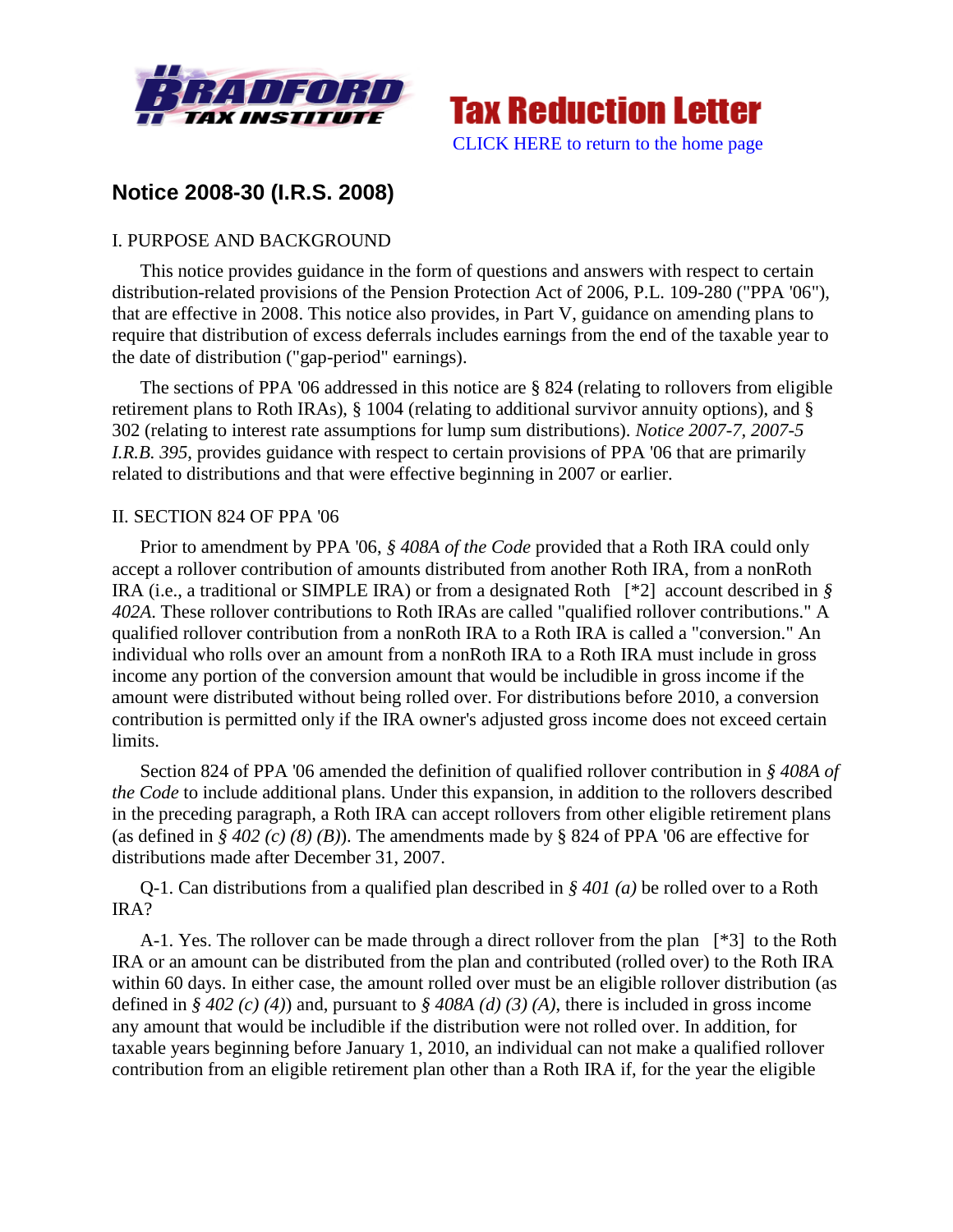**Tax Reduction Letter**

CLICK HERE to return to the home page

## Notice 2008-30 (I.R.S. 2008)

I. PURPOSE AND BACKGROUND

This notice provides guidance in the form of questions and answers with respect to certain distribution-related provisions of the Pension Protection Act of 2006, P.L. 109-280 ("PPA '06"), that are effective in 2008. This notice also provides, in Part V, guidance on amending plans to require that distribution of excess deferrals includes earnings from the end of the taxable year to the date of distribution ("gap-period" earnings).

The sections of PPA '06 addressed in this notice are § 824 (relating to rollovers from eligible retirement plans to Roth IRAs), § 1004 (relating to additional survivor annuity options), and § 302 (relating to interest rate assumptions for lump sum distributions). *Notice 2007-7, 2007-5 I.R.B. 395*, provides guidance with respect to certain provisions of PPA '06 that are primarily related to distributions and that were effective beginning in 2007 or earlier.

II. SECTION 824 OF PPA '06

Prior to amendment by PPA '06, *§ 408A of the Code* provided that a Roth IRA could only accept a rollover contribution of amounts distributed from another Roth IRA, from a nonRoth IRA (i.e., a traditional or SIMPLE IRA) or from a designated Roth [*2] account described in *§ 402A*. These rollover contributions to Roth IRAs are called "qualified rollover contributions." A qualified rollover contribution from a nonRoth IRA to a Roth IRA is called a "conversion." An individual who rolls over an amount from a nonRoth IRA to a Roth IRA must include in gross income any portion of the conversion amount that would be includible in gross income if the amount were distributed without being rolled over. For distributions before 2010, a conversion contribution is permitted only if the IRA owner's adjusted gross income does not exceed certain limits.

Section 824 of PPA '06 amended the definition of qualified rollover contribution in *§ 408A of the Code* to include additional plans. Under this expansion, in addition to the rollovers described in the preceding paragraph, a Roth IRA can accept rollovers from other eligible retirement plans (as defined in *§ 402 (c) (8) (B)*). The amendments made by § 824 of PPA '06 are effective for distributions made after December 31, 2007.

Q-1. Can distributions from a qualified plan described in *§ 401 (a)* be rolled over to a Roth IRA?

A-1. Yes. The rollover can be made through a direct rollover from the plan [*3] to the Roth IRA or an amount can be distributed from the plan and contributed (rolled over) to the Roth IRA within 60 days. In either case, the amount rolled over must be an eligible rollover distribution (as defined in *§ 402 (c) (4)*) and, pursuant to *§ 408A (d) (3) (A)*, there is included in gross income any amount that would be includible if the distribution were not rolled over. In addition, for taxable years beginning before January 1, 2010, an individual can not make a qualified rollover contribution from an eligible retirement plan other than a Roth IRA if, for the year the eligible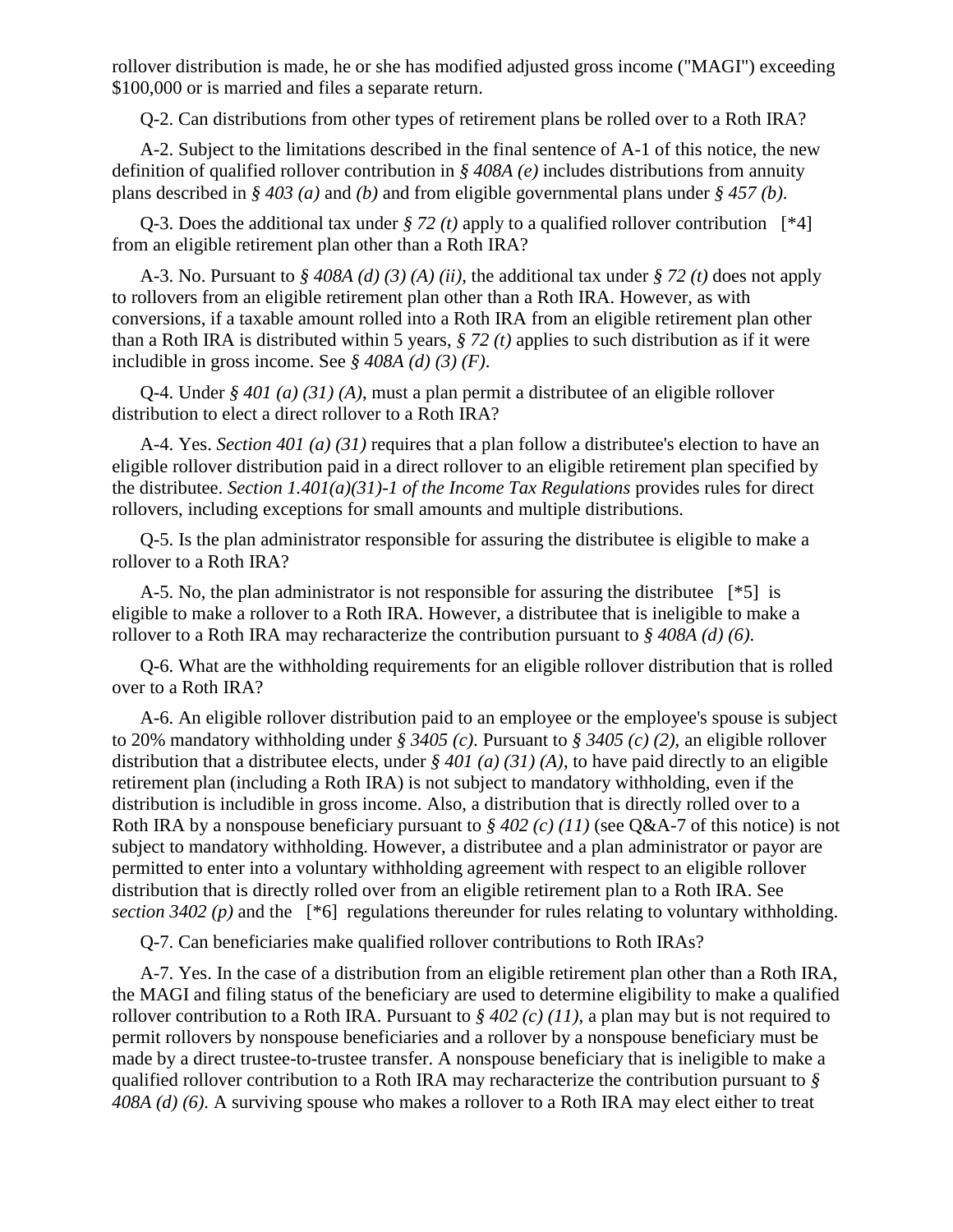rollover distribution is made, he or she has modified adjusted gross income ("MAGI") exceeding $100,000 or is married and files a separate return.

Q-2. Can distributions from other types of retirement plans be rolled over to a Roth IRA?

A-2. Subject to the limitations described in the final sentence of A-1 of this notice, the new definition of qualified rollover contribution in *§ 408A (e)* includes distributions from annuity plans described in *§ 403 (a)* and *(b)* and from eligible governmental plans under *§ 457 (b)*.

Q-3. Does the additional tax under *§ 72 (t)* apply to a qualified rollover contribution [*4] from an eligible retirement plan other than a Roth IRA?

A-3. No. Pursuant to *§ 408A (d) (3) (A) (ii)*, the additional tax under *§ 72 (t)* does not apply to rollovers from an eligible retirement plan other than a Roth IRA. However, as with conversions, if a taxable amount rolled into a Roth IRA from an eligible retirement plan other than a Roth IRA is distributed within 5 years, *§ 72 (t)* applies to such distribution as if it were includible in gross income. See *§ 408A (d) (3) (F)*.

Q-4. Under *§ 401 (a) (31) (A)*, must a plan permit a distributee of an eligible rollover distribution to elect a direct rollover to a Roth IRA?

A-4. Yes. *Section 401 (a) (31)* requires that a plan follow a distributee's election to have an eligible rollover distribution paid in a direct rollover to an eligible retirement plan specified by the distributee. *Section 1.401(a)(31)-1 of the Income Tax Regulations* provides rules for direct rollovers, including exceptions for small amounts and multiple distributions.

Q-5. Is the plan administrator responsible for assuring the distributee is eligible to make a rollover to a Roth IRA?

A-5. No, the plan administrator is not responsible for assuring the distributee [*5] is eligible to make a rollover to a Roth IRA. However, a distributee that is ineligible to make a rollover to a Roth IRA may recharacterize the contribution pursuant to *§ 408A (d) (6)*.

Q-6. What are the withholding requirements for an eligible rollover distribution that is rolled over to a Roth IRA?

A-6. An eligible rollover distribution paid to an employee or the employee's spouse is subject to 20% mandatory withholding under *§ 3405 (c)*. Pursuant to *§ 3405 (c) (2)*, an eligible rollover distribution that a distributee elects, under *§ 401 (a) (31) (A)*, to have paid directly to an eligible retirement plan (including a Roth IRA) is not subject to mandatory withholding, even if the distribution is includible in gross income. Also, a distribution that is directly rolled over to a Roth IRA by a nonspouse beneficiary pursuant to *§ 402 (c) (11)* (see Q&A-7 of this notice) is not subject to mandatory withholding. However, a distributee and a plan administrator or payor are permitted to enter into a voluntary withholding agreement with respect to an eligible rollover distribution that is directly rolled over from an eligible retirement plan to a Roth IRA. See *section 3402 (p)* and the [*6] regulations thereunder for rules relating to voluntary withholding.

Q-7. Can beneficiaries make qualified rollover contributions to Roth IRAs?

A-7. Yes. In the case of a distribution from an eligible retirement plan other than a Roth IRA, the MAGI and filing status of the beneficiary are used to determine eligibility to make a qualified rollover contribution to a Roth IRA. Pursuant to *§ 402 (c) (11)*, a plan may but is not required to permit rollovers by nonspouse beneficiaries and a rollover by a nonspouse beneficiary must be made by a direct trustee-to-trustee transfer. A nonspouse beneficiary that is ineligible to make a qualified rollover contribution to a Roth IRA may recharacterize the contribution pursuant to *§ 408A (d) (6)*. A surviving spouse who makes a rollover to a Roth IRA may elect either to treat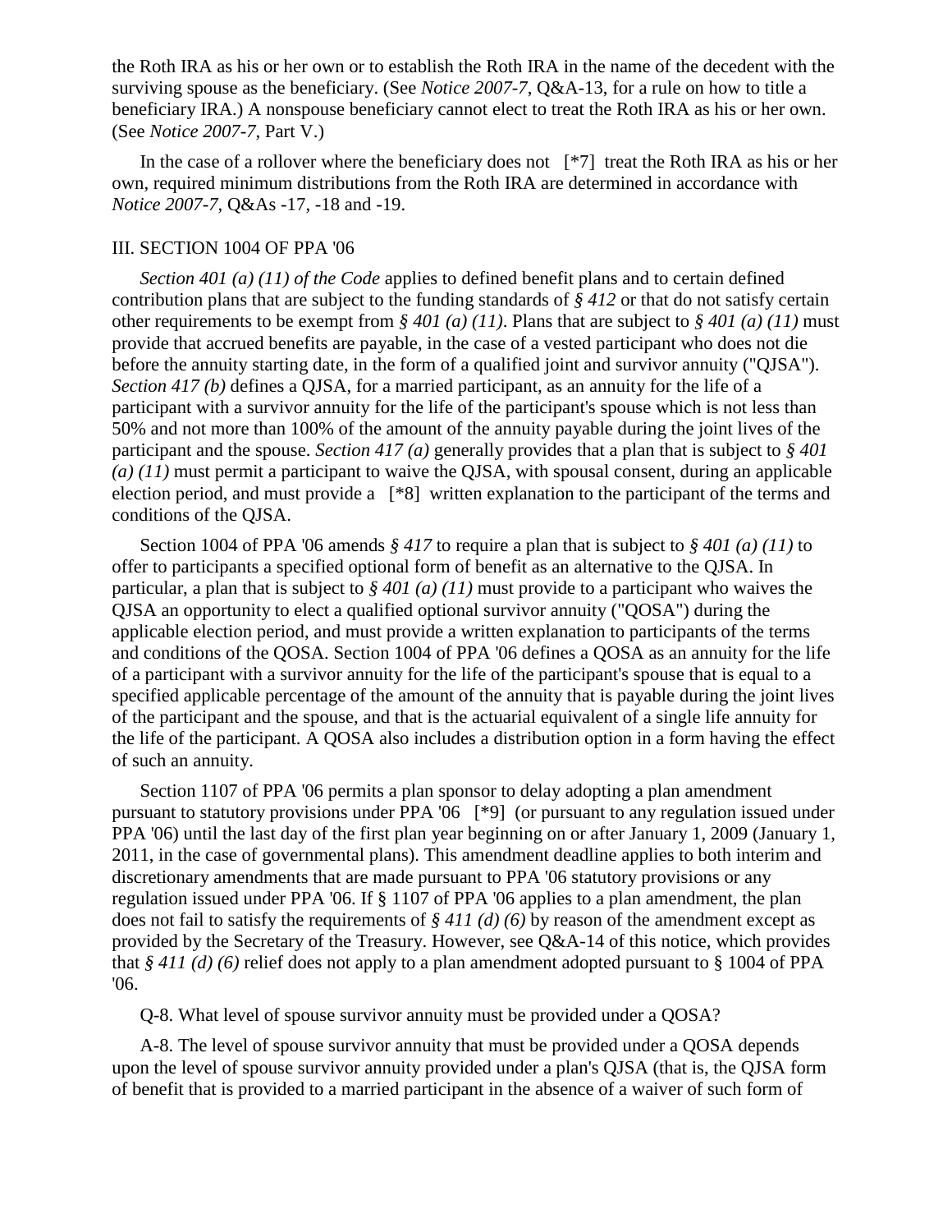the Roth IRA as his or her own or to establish the Roth IRA in the name of the decedent with the surviving spouse as the beneficiary. (See *Notice 2007-7*, Q&A-13, for a rule on how to title a beneficiary IRA.) A nonspouse beneficiary cannot elect to treat the Roth IRA as his or her own. (See *Notice 2007-7*, Part V.)

In the case of a rollover where the beneficiary does not [*7] treat the Roth IRA as his or her own, required minimum distributions from the Roth IRA are determined in accordance with *Notice 2007-7*, Q&As -17, -18 and -19.

III. SECTION 1004 OF PPA '06

*Section 401 (a) (11) of the Code* applies to defined benefit plans and to certain defined contribution plans that are subject to the funding standards of *§ 412* or that do not satisfy certain other requirements to be exempt from *§ 401 (a) (11)*. Plans that are subject to *§ 401 (a) (11)* must provide that accrued benefits are payable, in the case of a vested participant who does not die before the annuity starting date, in the form of a qualified joint and survivor annuity ("QJSA"). *Section 417 (b)* defines a QJSA, for a married participant, as an annuity for the life of a participant with a survivor annuity for the life of the participant's spouse which is not less than 50% and not more than 100% of the amount of the annuity payable during the joint lives of the participant and the spouse. *Section 417 (a)* generally provides that a plan that is subject to *§ 401 (a) (11)* must permit a participant to waive the QJSA, with spousal consent, during an applicable election period, and must provide a [*8] written explanation to the participant of the terms and conditions of the QJSA.

Section 1004 of PPA '06 amends *§ 417* to require a plan that is subject to *§ 401 (a) (11)* to offer to participants a specified optional form of benefit as an alternative to the QJSA. In particular, a plan that is subject to *§ 401 (a) (11)* must provide to a participant who waives the QJSA an opportunity to elect a qualified optional survivor annuity ("QOSA") during the applicable election period, and must provide a written explanation to participants of the terms and conditions of the QOSA. Section 1004 of PPA '06 defines a QOSA as an annuity for the life of a participant with a survivor annuity for the life of the participant's spouse that is equal to a specified applicable percentage of the amount of the annuity that is payable during the joint lives of the participant and the spouse, and that is the actuarial equivalent of a single life annuity for the life of the participant. A QOSA also includes a distribution option in a form having the effect of such an annuity.

Section 1107 of PPA '06 permits a plan sponsor to delay adopting a plan amendment pursuant to statutory provisions under PPA '06 [*9] (or pursuant to any regulation issued under PPA '06) until the last day of the first plan year beginning on or after January 1, 2009 (January 1, 2011, in the case of governmental plans). This amendment deadline applies to both interim and discretionary amendments that are made pursuant to PPA '06 statutory provisions or any regulation issued under PPA '06. If § 1107 of PPA '06 applies to a plan amendment, the plan does not fail to satisfy the requirements of *§ 411 (d) (6)* by reason of the amendment except as provided by the Secretary of the Treasury. However, see Q&A-14 of this notice, which provides that *§ 411 (d) (6)* relief does not apply to a plan amendment adopted pursuant to § 1004 of PPA '06.

Q-8. What level of spouse survivor annuity must be provided under a QOSA?

A-8. The level of spouse survivor annuity that must be provided under a QOSA depends upon the level of spouse survivor annuity provided under a plan's QJSA (that is, the QJSA form of benefit that is provided to a married participant in the absence of a waiver of such form of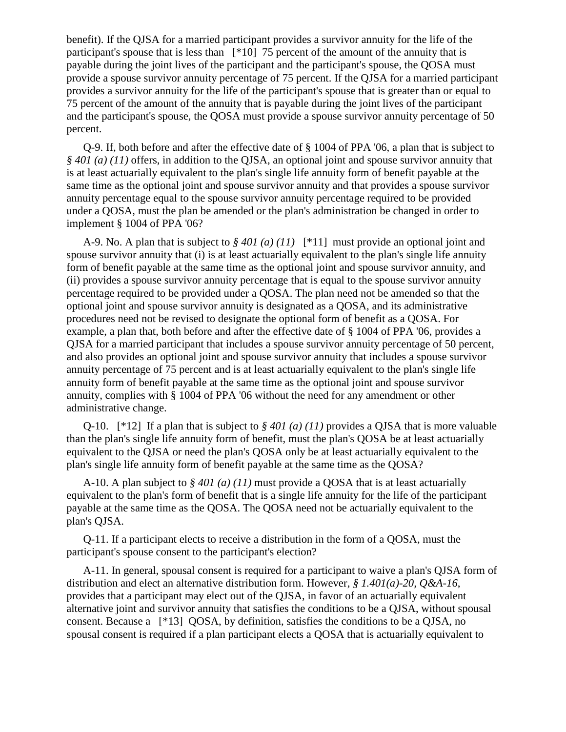benefit). If the QJSA for a married participant provides a survivor annuity for the life of the participant's spouse that is less than [*10] 75 percent of the amount of the annuity that is payable during the joint lives of the participant and the participant's spouse, the QOSA must provide a spouse survivor annuity percentage of 75 percent. If the QJSA for a married participant provides a survivor annuity for the life of the participant's spouse that is greater than or equal to 75 percent of the amount of the annuity that is payable during the joint lives of the participant and the participant's spouse, the QOSA must provide a spouse survivor annuity percentage of 50 percent.

Q-9. If, both before and after the effective date of § 1004 of PPA '06, a plan that is subject to *§ 401 (a) (11)* offers, in addition to the QJSA, an optional joint and spouse survivor annuity that is at least actuarially equivalent to the plan's single life annuity form of benefit payable at the same time as the optional joint and spouse survivor annuity and that provides a spouse survivor annuity percentage equal to the spouse survivor annuity percentage required to be provided under a QOSA, must the plan be amended or the plan's administration be changed in order to implement § 1004 of PPA '06?

A-9. No. A plan that is subject to *§ 401 (a) (11)* [*11] must provide an optional joint and spouse survivor annuity that (i) is at least actuarially equivalent to the plan's single life annuity form of benefit payable at the same time as the optional joint and spouse survivor annuity, and (ii) provides a spouse survivor annuity percentage that is equal to the spouse survivor annuity percentage required to be provided under a QOSA. The plan need not be amended so that the optional joint and spouse survivor annuity is designated as a QOSA, and its administrative procedures need not be revised to designate the optional form of benefit as a QOSA. For example, a plan that, both before and after the effective date of § 1004 of PPA '06, provides a QJSA for a married participant that includes a spouse survivor annuity percentage of 50 percent, and also provides an optional joint and spouse survivor annuity that includes a spouse survivor annuity percentage of 75 percent and is at least actuarially equivalent to the plan's single life annuity form of benefit payable at the same time as the optional joint and spouse survivor annuity, complies with § 1004 of PPA '06 without the need for any amendment or other administrative change.

Q-10. [*12] If a plan that is subject to *§ 401 (a) (11)* provides a QJSA that is more valuable than the plan's single life annuity form of benefit, must the plan's QOSA be at least actuarially equivalent to the QJSA or need the plan's QOSA only be at least actuarially equivalent to the plan's single life annuity form of benefit payable at the same time as the QOSA?

A-10. A plan subject to *§ 401 (a) (11)* must provide a QOSA that is at least actuarially equivalent to the plan's form of benefit that is a single life annuity for the life of the participant payable at the same time as the QOSA. The QOSA need not be actuarially equivalent to the plan's QJSA.

Q-11. If a participant elects to receive a distribution in the form of a QOSA, must the participant's spouse consent to the participant's election?

A-11. In general, spousal consent is required for a participant to waive a plan's QJSA form of distribution and elect an alternative distribution form. However, *§ 1.401(a)-20, Q&A-16*, provides that a participant may elect out of the QJSA, in favor of an actuarially equivalent alternative joint and survivor annuity that satisfies the conditions to be a QJSA, without spousal consent. Because a [*13] QOSA, by definition, satisfies the conditions to be a QJSA, no spousal consent is required if a plan participant elects a QOSA that is actuarially equivalent to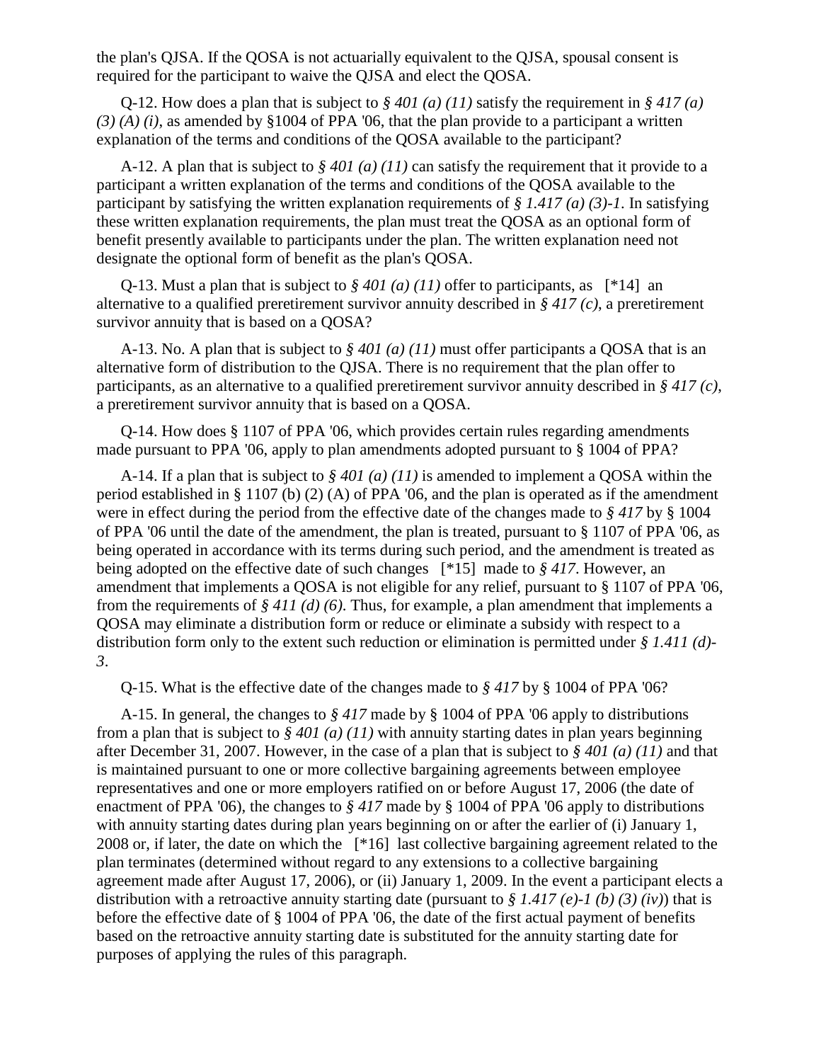the plan's QJSA. If the QOSA is not actuarially equivalent to the QJSA, spousal consent is required for the participant to waive the QJSA and elect the QOSA.

Q-12. How does a plan that is subject to *§ 401 (a) (11)* satisfy the requirement in *§ 417 (a) (3) (A) (i)*, as amended by §1004 of PPA '06, that the plan provide to a participant a written explanation of the terms and conditions of the QOSA available to the participant?

A-12. A plan that is subject to *§ 401 (a) (11)* can satisfy the requirement that it provide to a participant a written explanation of the terms and conditions of the QOSA available to the participant by satisfying the written explanation requirements of *§ 1.417 (a) (3)-1*. In satisfying these written explanation requirements, the plan must treat the QOSA as an optional form of benefit presently available to participants under the plan. The written explanation need not designate the optional form of benefit as the plan's QOSA.

Q-13. Must a plan that is subject to *§ 401 (a) (11)* offer to participants, as [*14] an alternative to a qualified preretirement survivor annuity described in *§ 417 (c)*, a preretirement survivor annuity that is based on a QOSA?

A-13. No. A plan that is subject to *§ 401 (a) (11)* must offer participants a QOSA that is an alternative form of distribution to the QJSA. There is no requirement that the plan offer to participants, as an alternative to a qualified preretirement survivor annuity described in *§ 417 (c)*, a preretirement survivor annuity that is based on a QOSA.

Q-14. How does § 1107 of PPA '06, which provides certain rules regarding amendments made pursuant to PPA '06, apply to plan amendments adopted pursuant to § 1004 of PPA?

A-14. If a plan that is subject to *§ 401 (a) (11)* is amended to implement a QOSA within the period established in § 1107 (b) (2) (A) of PPA '06, and the plan is operated as if the amendment were in effect during the period from the effective date of the changes made to *§ 417* by § 1004 of PPA '06 until the date of the amendment, the plan is treated, pursuant to § 1107 of PPA '06, as being operated in accordance with its terms during such period, and the amendment is treated as being adopted on the effective date of such changes [*15] made to *§ 417*. However, an amendment that implements a QOSA is not eligible for any relief, pursuant to § 1107 of PPA '06, from the requirements of *§ 411 (d) (6)*. Thus, for example, a plan amendment that implements a QOSA may eliminate a distribution form or reduce or eliminate a subsidy with respect to a distribution form only to the extent such reduction or elimination is permitted under *§ 1.411 (d)-3*.

Q-15. What is the effective date of the changes made to *§ 417* by § 1004 of PPA '06?

A-15. In general, the changes to *§ 417* made by § 1004 of PPA '06 apply to distributions from a plan that is subject to *§ 401 (a) (11)* with annuity starting dates in plan years beginning after December 31, 2007. However, in the case of a plan that is subject to *§ 401 (a) (11)* and that is maintained pursuant to one or more collective bargaining agreements between employee representatives and one or more employers ratified on or before August 17, 2006 (the date of enactment of PPA '06), the changes to *§ 417* made by § 1004 of PPA '06 apply to distributions with annuity starting dates during plan years beginning on or after the earlier of (i) January 1, 2008 or, if later, the date on which the [*16] last collective bargaining agreement related to the plan terminates (determined without regard to any extensions to a collective bargaining agreement made after August 17, 2006), or (ii) January 1, 2009. In the event a participant elects a distribution with a retroactive annuity starting date (pursuant to *§ 1.417 (e)-1 (b) (3) (iv)*) that is before the effective date of § 1004 of PPA '06, the date of the first actual payment of benefits based on the retroactive annuity starting date is substituted for the annuity starting date for purposes of applying the rules of this paragraph.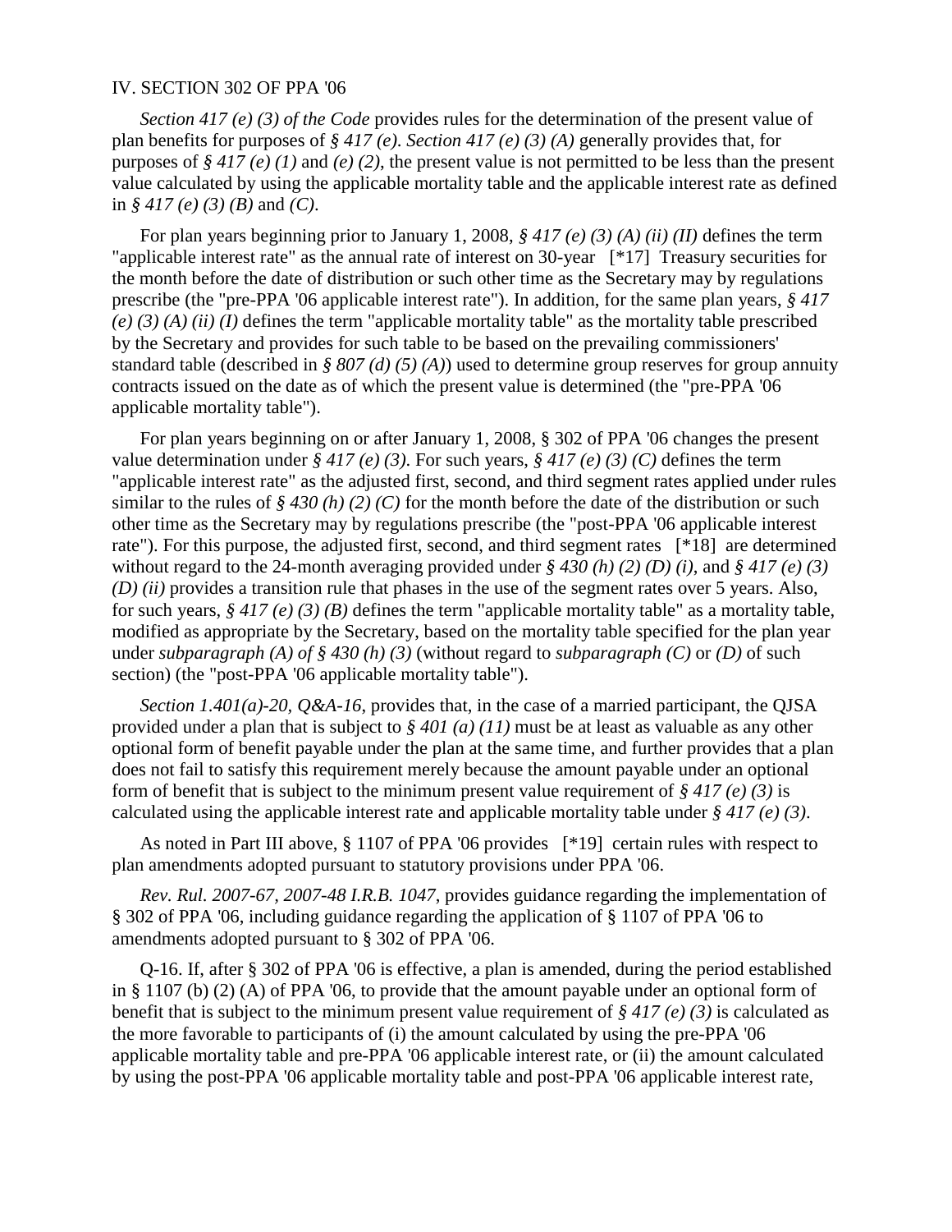IV. SECTION 302 OF PPA '06

*Section 417 (e) (3) of the Code* provides rules for the determination of the present value of plan benefits for purposes of *§ 417 (e)*. *Section 417 (e) (3) (A)* generally provides that, for purposes of *§ 417 (e) (1)* and *(e) (2)*, the present value is not permitted to be less than the present value calculated by using the applicable mortality table and the applicable interest rate as defined in *§ 417 (e) (3) (B)* and *(C)*.

For plan years beginning prior to January 1, 2008, *§ 417 (e) (3) (A) (ii) (II)* defines the term "applicable interest rate" as the annual rate of interest on 30-year [*17] Treasury securities for the month before the date of distribution or such other time as the Secretary may by regulations prescribe (the "pre-PPA '06 applicable interest rate"). In addition, for the same plan years, *§ 417 (e) (3) (A) (ii) (I)* defines the term "applicable mortality table" as the mortality table prescribed by the Secretary and provides for such table to be based on the prevailing commissioners' standard table (described in *§ 807 (d) (5) (A)*) used to determine group reserves for group annuity contracts issued on the date as of which the present value is determined (the "pre-PPA '06 applicable mortality table").

For plan years beginning on or after January 1, 2008, § 302 of PPA '06 changes the present value determination under *§ 417 (e) (3)*. For such years, *§ 417 (e) (3) (C)* defines the term "applicable interest rate" as the adjusted first, second, and third segment rates applied under rules similar to the rules of *§ 430 (h) (2) (C)* for the month before the date of the distribution or such other time as the Secretary may by regulations prescribe (the "post-PPA '06 applicable interest rate"). For this purpose, the adjusted first, second, and third segment rates [*18] are determined without regard to the 24-month averaging provided under *§ 430 (h) (2) (D) (i)*, and *§ 417 (e) (3) (D) (ii)* provides a transition rule that phases in the use of the segment rates over 5 years. Also, for such years, *§ 417 (e) (3) (B)* defines the term "applicable mortality table" as a mortality table, modified as appropriate by the Secretary, based on the mortality table specified for the plan year under *subparagraph (A) of § 430 (h) (3)* (without regard to *subparagraph (C)* or *(D)* of such section) (the "post-PPA '06 applicable mortality table").

*Section 1.401(a)-20, Q&A-16*, provides that, in the case of a married participant, the QJSA provided under a plan that is subject to *§ 401 (a) (11)* must be at least as valuable as any other optional form of benefit payable under the plan at the same time, and further provides that a plan does not fail to satisfy this requirement merely because the amount payable under an optional form of benefit that is subject to the minimum present value requirement of *§ 417 (e) (3)* is calculated using the applicable interest rate and applicable mortality table under *§ 417 (e) (3)*.

As noted in Part III above, § 1107 of PPA '06 provides [*19] certain rules with respect to plan amendments adopted pursuant to statutory provisions under PPA '06.

*Rev. Rul. 2007-67, 2007-48 I.R.B. 1047*, provides guidance regarding the implementation of § 302 of PPA '06, including guidance regarding the application of § 1107 of PPA '06 to amendments adopted pursuant to § 302 of PPA '06.

Q-16. If, after § 302 of PPA '06 is effective, a plan is amended, during the period established in § 1107 (b) (2) (A) of PPA '06, to provide that the amount payable under an optional form of benefit that is subject to the minimum present value requirement of *§ 417 (e) (3)* is calculated as the more favorable to participants of (i) the amount calculated by using the pre-PPA '06 applicable mortality table and pre-PPA '06 applicable interest rate, or (ii) the amount calculated by using the post-PPA '06 applicable mortality table and post-PPA '06 applicable interest rate,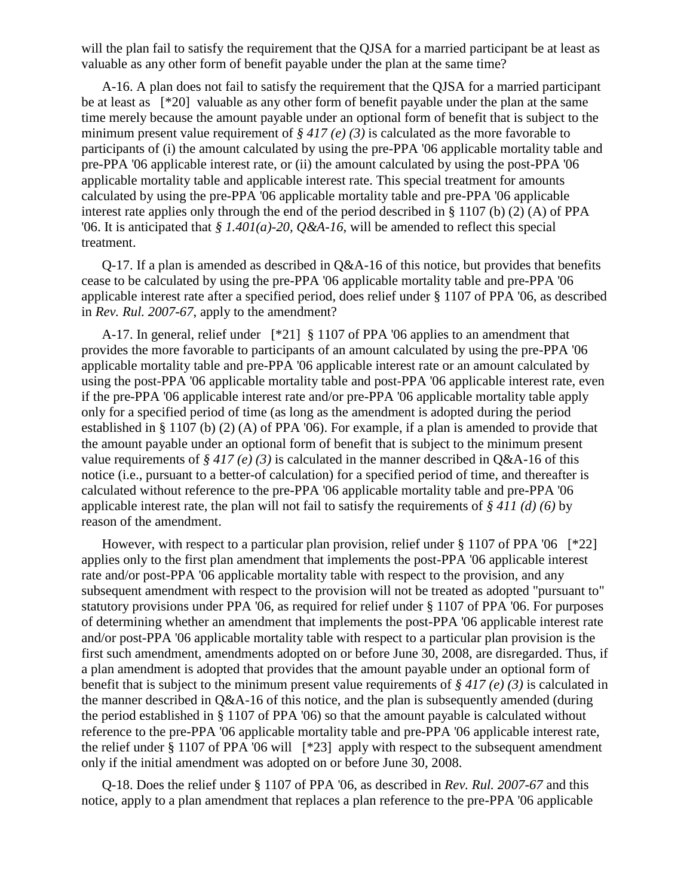will the plan fail to satisfy the requirement that the QJSA for a married participant be at least as valuable as any other form of benefit payable under the plan at the same time?

A-16. A plan does not fail to satisfy the requirement that the QJSA for a married participant be at least as [*20] valuable as any other form of benefit payable under the plan at the same time merely because the amount payable under an optional form of benefit that is subject to the minimum present value requirement of *§ 417 (e) (3)* is calculated as the more favorable to participants of (i) the amount calculated by using the pre-PPA '06 applicable mortality table and pre-PPA '06 applicable interest rate, or (ii) the amount calculated by using the post-PPA '06 applicable mortality table and applicable interest rate. This special treatment for amounts calculated by using the pre-PPA '06 applicable mortality table and pre-PPA '06 applicable interest rate applies only through the end of the period described in § 1107 (b) (2) (A) of PPA '06. It is anticipated that *§ 1.401(a)-20, Q&A-16*, will be amended to reflect this special treatment.

Q-17. If a plan is amended as described in Q&A-16 of this notice, but provides that benefits cease to be calculated by using the pre-PPA '06 applicable mortality table and pre-PPA '06 applicable interest rate after a specified period, does relief under § 1107 of PPA '06, as described in *Rev. Rul. 2007-67*, apply to the amendment?

A-17. In general, relief under [*21] § 1107 of PPA '06 applies to an amendment that provides the more favorable to participants of an amount calculated by using the pre-PPA '06 applicable mortality table and pre-PPA '06 applicable interest rate or an amount calculated by using the post-PPA '06 applicable mortality table and post-PPA '06 applicable interest rate, even if the pre-PPA '06 applicable interest rate and/or pre-PPA '06 applicable mortality table apply only for a specified period of time (as long as the amendment is adopted during the period established in § 1107 (b) (2) (A) of PPA '06). For example, if a plan is amended to provide that the amount payable under an optional form of benefit that is subject to the minimum present value requirements of *§ 417 (e) (3)* is calculated in the manner described in Q&A-16 of this notice (i.e., pursuant to a better-of calculation) for a specified period of time, and thereafter is calculated without reference to the pre-PPA '06 applicable mortality table and pre-PPA '06 applicable interest rate, the plan will not fail to satisfy the requirements of *§ 411 (d) (6)* by reason of the amendment.

However, with respect to a particular plan provision, relief under § 1107 of PPA '06 [*22] applies only to the first plan amendment that implements the post-PPA '06 applicable interest rate and/or post-PPA '06 applicable mortality table with respect to the provision, and any subsequent amendment with respect to the provision will not be treated as adopted "pursuant to" statutory provisions under PPA '06, as required for relief under § 1107 of PPA '06. For purposes of determining whether an amendment that implements the post-PPA '06 applicable interest rate and/or post-PPA '06 applicable mortality table with respect to a particular plan provision is the first such amendment, amendments adopted on or before June 30, 2008, are disregarded. Thus, if a plan amendment is adopted that provides that the amount payable under an optional form of benefit that is subject to the minimum present value requirements of *§ 417 (e) (3)* is calculated in the manner described in Q&A-16 of this notice, and the plan is subsequently amended (during the period established in § 1107 of PPA '06) so that the amount payable is calculated without reference to the pre-PPA '06 applicable mortality table and pre-PPA '06 applicable interest rate, the relief under § 1107 of PPA '06 will [*23] apply with respect to the subsequent amendment only if the initial amendment was adopted on or before June 30, 2008.

Q-18. Does the relief under § 1107 of PPA '06, as described in *Rev. Rul. 2007-67* and this notice, apply to a plan amendment that replaces a plan reference to the pre-PPA '06 applicable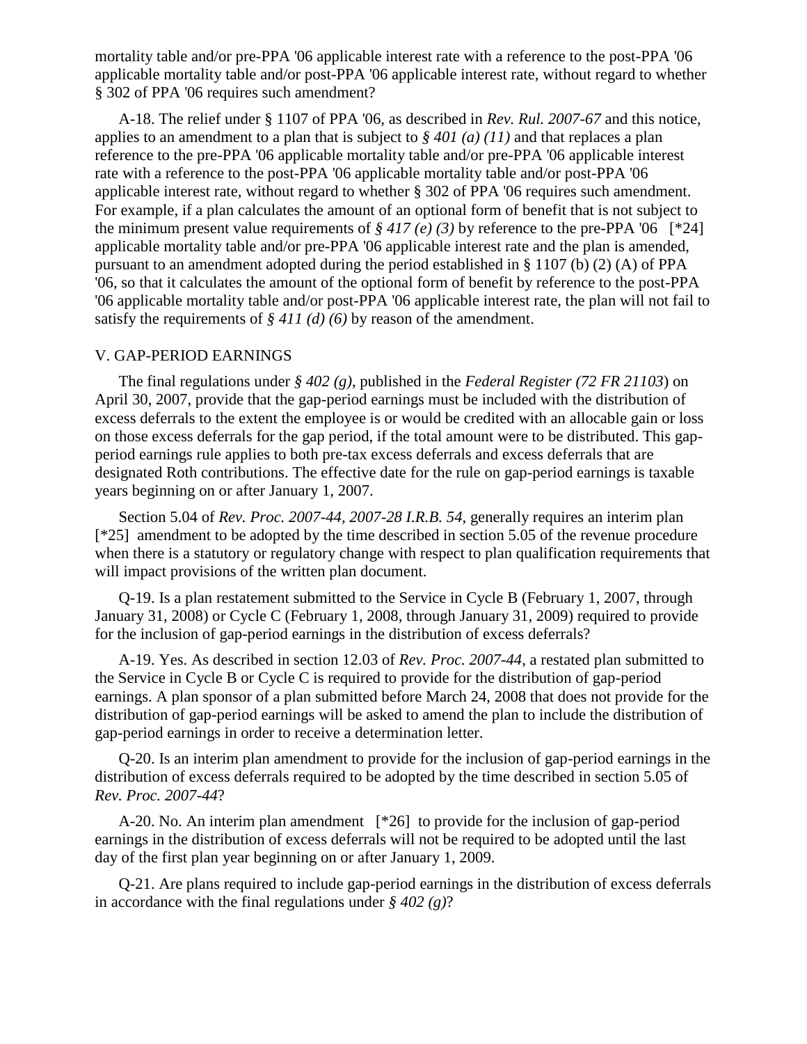mortality table and/or pre-PPA '06 applicable interest rate with a reference to the post-PPA '06 applicable mortality table and/or post-PPA '06 applicable interest rate, without regard to whether § 302 of PPA '06 requires such amendment?

A-18. The relief under § 1107 of PPA '06, as described in *Rev. Rul. 2007-67* and this notice, applies to an amendment to a plan that is subject to *§ 401 (a) (11)* and that replaces a plan reference to the pre-PPA '06 applicable mortality table and/or pre-PPA '06 applicable interest rate with a reference to the post-PPA '06 applicable mortality table and/or post-PPA '06 applicable interest rate, without regard to whether § 302 of PPA '06 requires such amendment. For example, if a plan calculates the amount of an optional form of benefit that is not subject to the minimum present value requirements of *§ 417 (e) (3)* by reference to the pre-PPA '06 [*24] applicable mortality table and/or pre-PPA '06 applicable interest rate and the plan is amended, pursuant to an amendment adopted during the period established in § 1107 (b) (2) (A) of PPA '06, so that it calculates the amount of the optional form of benefit by reference to the post-PPA '06 applicable mortality table and/or post-PPA '06 applicable interest rate, the plan will not fail to satisfy the requirements of *§ 411 (d) (6)* by reason of the amendment.

V. GAP-PERIOD EARNINGS

The final regulations under *§ 402 (g)*, published in the *Federal Register (72 FR 21103*) on April 30, 2007, provide that the gap-period earnings must be included with the distribution of excess deferrals to the extent the employee is or would be credited with an allocable gain or loss on those excess deferrals for the gap period, if the total amount were to be distributed. This gap-period earnings rule applies to both pre-tax excess deferrals and excess deferrals that are designated Roth contributions. The effective date for the rule on gap-period earnings is taxable years beginning on or after January 1, 2007.

Section 5.04 of *Rev. Proc. 2007-44, 2007-28 I.R.B. 54*, generally requires an interim plan [*25] amendment to be adopted by the time described in section 5.05 of the revenue procedure when there is a statutory or regulatory change with respect to plan qualification requirements that will impact provisions of the written plan document.

Q-19. Is a plan restatement submitted to the Service in Cycle B (February 1, 2007, through January 31, 2008) or Cycle C (February 1, 2008, through January 31, 2009) required to provide for the inclusion of gap-period earnings in the distribution of excess deferrals?

A-19. Yes. As described in section 12.03 of *Rev. Proc. 2007-44*, a restated plan submitted to the Service in Cycle B or Cycle C is required to provide for the distribution of gap-period earnings. A plan sponsor of a plan submitted before March 24, 2008 that does not provide for the distribution of gap-period earnings will be asked to amend the plan to include the distribution of gap-period earnings in order to receive a determination letter.

Q-20. Is an interim plan amendment to provide for the inclusion of gap-period earnings in the distribution of excess deferrals required to be adopted by the time described in section 5.05 of *Rev. Proc. 2007-44*?

A-20. No. An interim plan amendment [*26] to provide for the inclusion of gap-period earnings in the distribution of excess deferrals will not be required to be adopted until the last day of the first plan year beginning on or after January 1, 2009.

Q-21. Are plans required to include gap-period earnings in the distribution of excess deferrals in accordance with the final regulations under *§ 402 (g)*?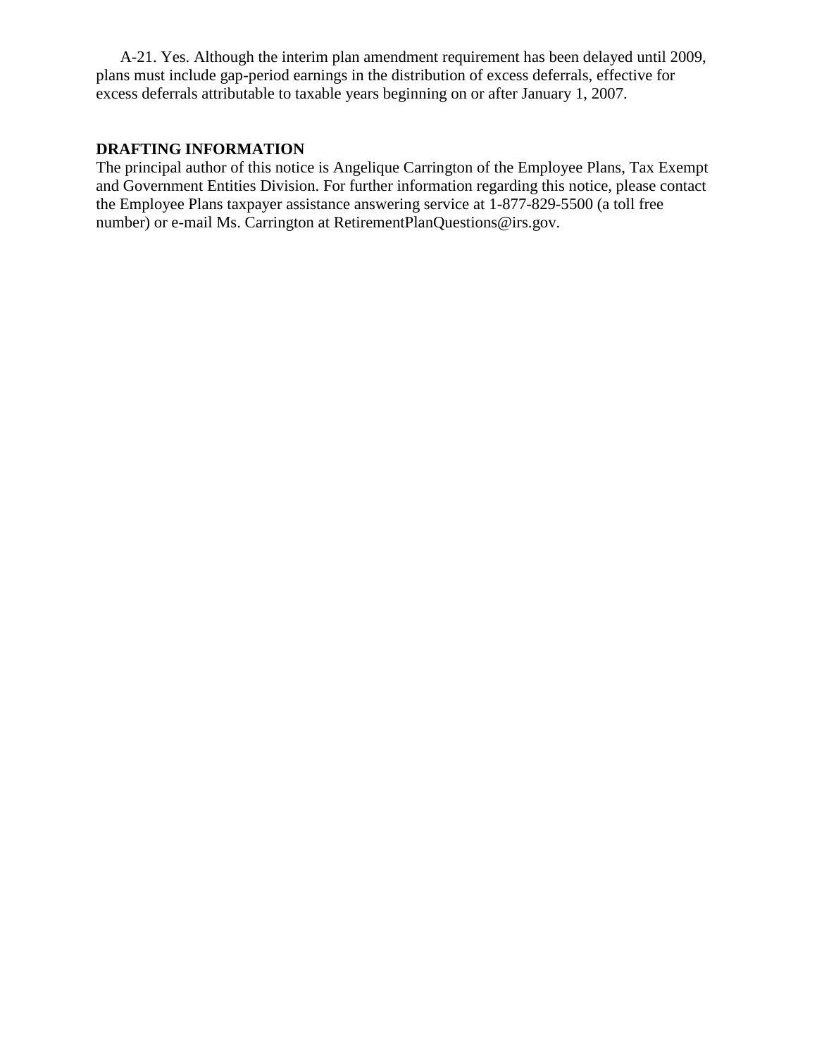A-21. Yes. Although the interim plan amendment requirement has been delayed until 2009, plans must include gap-period earnings in the distribution of excess deferrals, effective for excess deferrals attributable to taxable years beginning on or after January 1, 2007.

**DRAFTING INFORMATION**

The principal author of this notice is Angelique Carrington of the Employee Plans, Tax Exempt and Government Entities Division. For further information regarding this notice, please contact the Employee Plans taxpayer assistance answering service at 1-877-829-5500 (a toll free number) or e-mail Ms. Carrington at RetirementPlanQuestions@irs.gov.